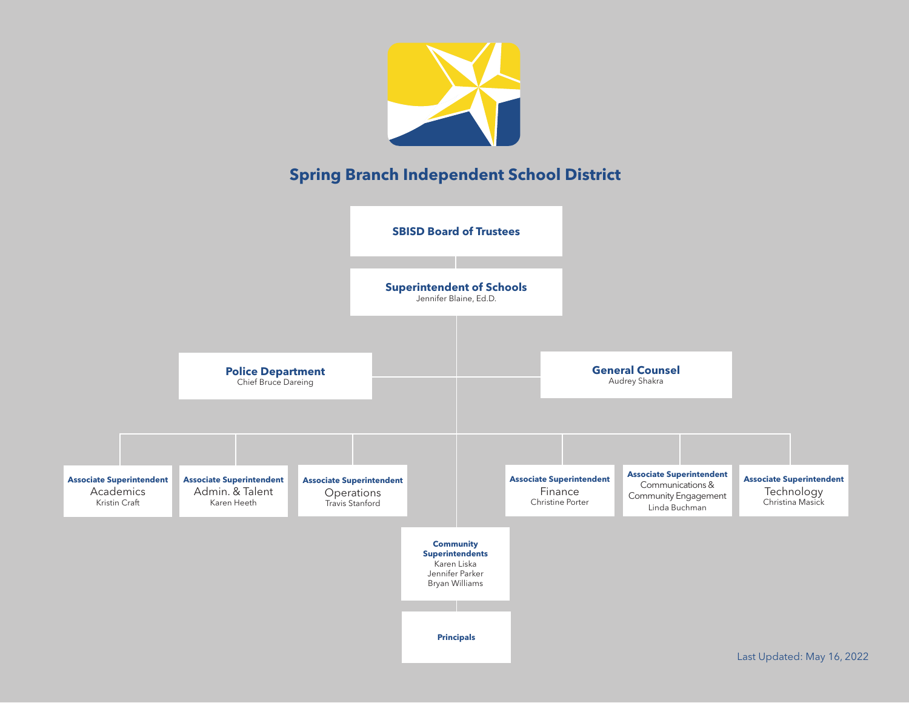# Spring Branch Independent School District

**SBISD Board of Trustees**

**Superintendent of Schools**
Jennifer Blaine, Ed.D.

**Police Department**
Chief Bruce Dareing

**General Counsel**
Audrey Shakra

**Associate Superintendent**
Academics
Kristin Craft

**Associate Superintendent**
Admin. & Talent
Karen Heeth

**Associate Superintendent**
Operations
Travis Stanford

**Associate Superintendent**
Finance
Christine Porter

**Associate Superintendent**
Communications & Community Engagement
Linda Buchman

**Associate Superintendent**
Technology
Christina Masick

**Community Superintendents**
Karen Liska
Jennifer Parker
Bryan Williams

**Principals**

Last Updated: May 16, 2022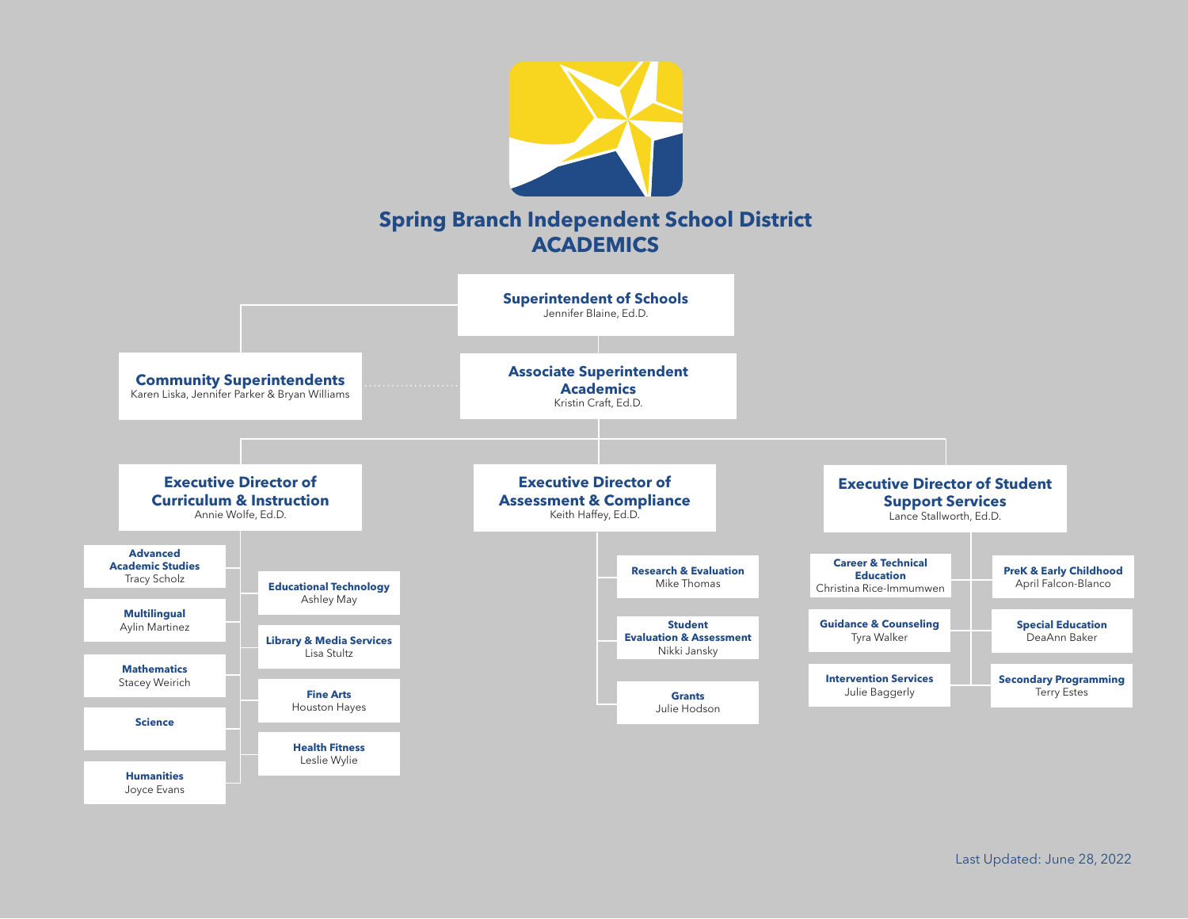# Spring Branch Independent School District
## ACADEMICS

**Superintendent of Schools**
Jennifer Blaine, Ed.D.

**Community Superintendents**
Karen Liska, Jennifer Parker & Bryan Williams

**Associate Superintendent Academics**
Kristin Craft, Ed.D.

### Executive Director of Curriculum & Instruction
Annie Wolfe, Ed.D.

- **Advanced Academic Studies** – Tracy Scholz
- **Multilingual** – Aylin Martinez
- **Mathematics** – Stacey Weirich
- **Science**
- **Humanities** – Joyce Evans
- **Educational Technology** – Ashley May
- **Library & Media Services** – Lisa Stultz
- **Fine Arts** – Houston Hayes
- **Health Fitness** – Leslie Wylie

### Executive Director of Assessment & Compliance
Keith Haffey, Ed.D.

- **Research & Evaluation** – Mike Thomas
- **Student Evaluation & Assessment** – Nikki Jansky
- **Grants** – Julie Hodson

### Executive Director of Student Support Services
Lance Stallworth, Ed.D.

- **Career & Technical Education** – Christina Rice-Immumwen
- **Guidance & Counseling** – Tyra Walker
- **Intervention Services** – Julie Baggerly
- **PreK & Early Childhood** – April Falcon-Blanco
- **Special Education** – DeaAnn Baker
- **Secondary Programming** – Terry Estes

Last Updated: June 28, 2022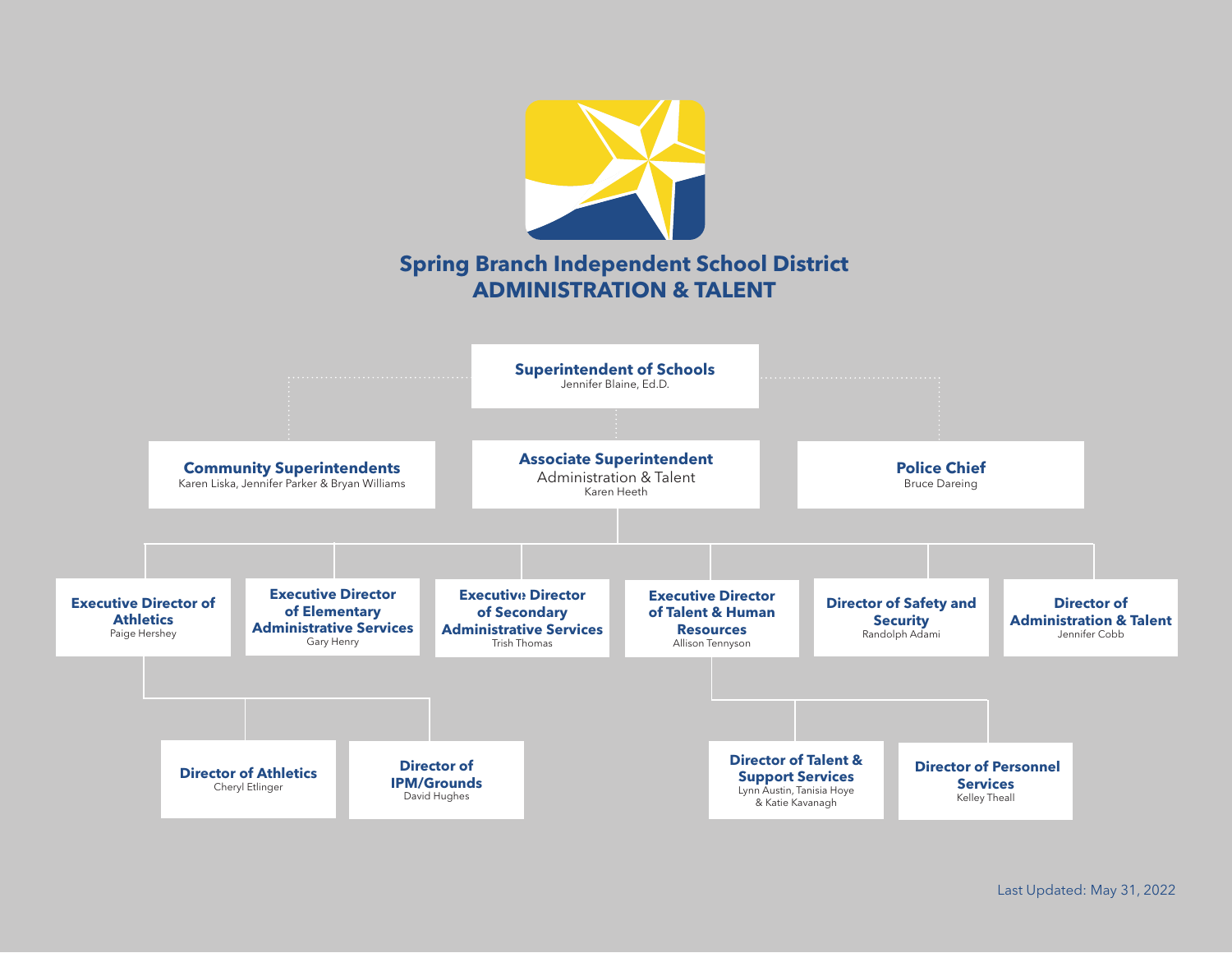# Spring Branch Independent School District
## ADMINISTRATION & TALENT

**Superintendent of Schools**
Jennifer Blaine, Ed.D.

- **Community Superintendents**
  Karen Liska, Jennifer Parker & Bryan Williams
- **Associate Superintendent**
  Administration & Talent
  Karen Heeth
  - **Executive Director of Athletics**
    Paige Hershey
    - **Director of Athletics**
      Cheryl Etlinger
    - **Director of IPM/Grounds**
      David Hughes
  - **Executive Director of Elementary Administrative Services**
    Gary Henry
  - **Executive Director of Secondary Administrative Services**
    Trish Thomas
  - **Executive Director of Talent & Human Resources**
    Allison Tennyson
    - **Director of Talent & Support Services**
      Lynn Austin, Tanisia Hoye & Katie Kavanagh
    - **Director of Personnel Services**
      Kelley Theall
  - **Director of Safety and Security**
    Randolph Adami
  - **Director of Administration & Talent**
    Jennifer Cobb
- **Police Chief**
  Bruce Dareing

Last Updated: May 31, 2022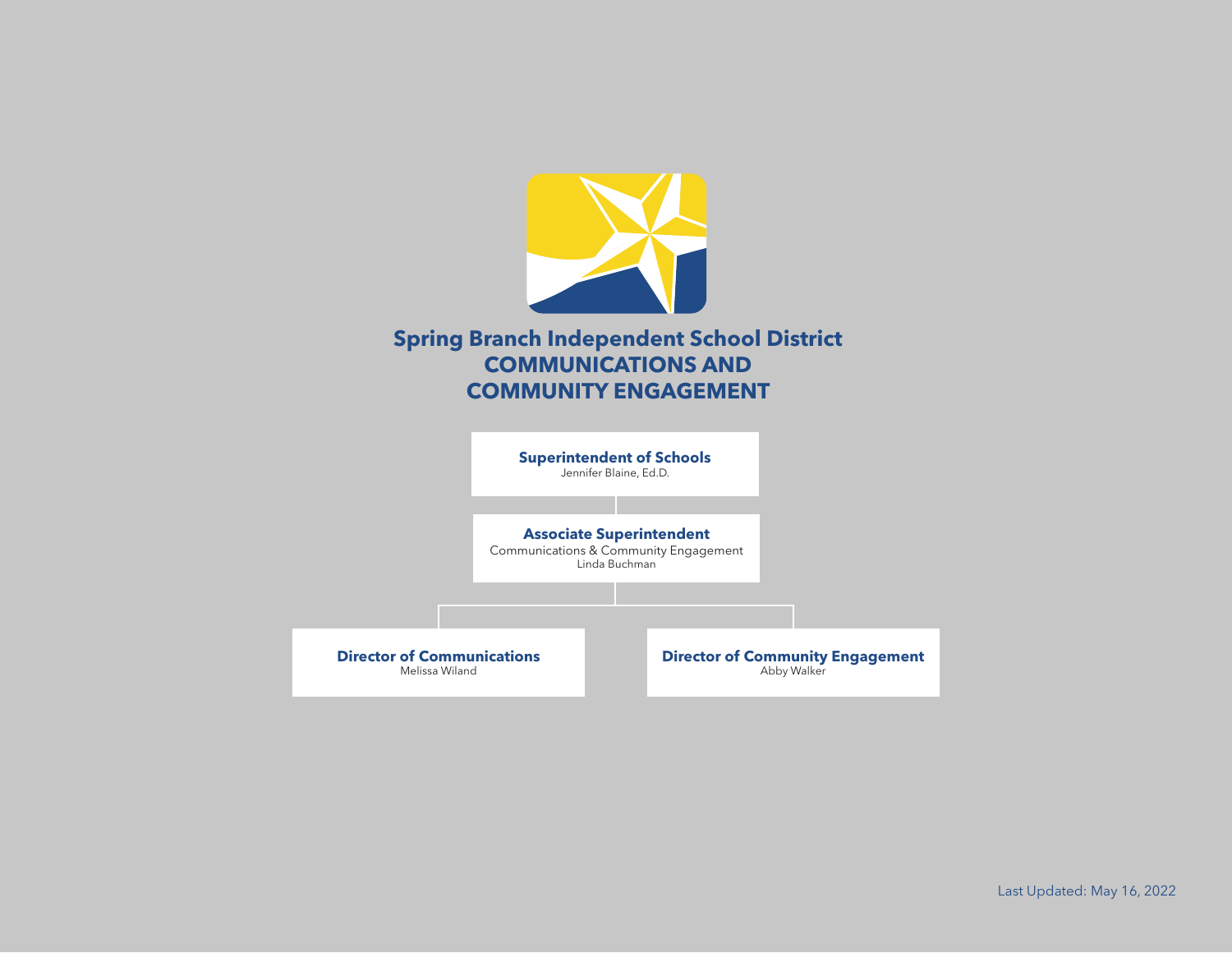# Spring Branch Independent School District

## COMMUNICATIONS AND COMMUNITY ENGAGEMENT

**Superintendent of Schools**
Jennifer Blaine, Ed.D.

**Associate Superintendent**
Communications & Community Engagement
Linda Buchman

**Director of Communications**
Melissa Wiland

**Director of Community Engagement**
Abby Walker

Last Updated: May 16, 2022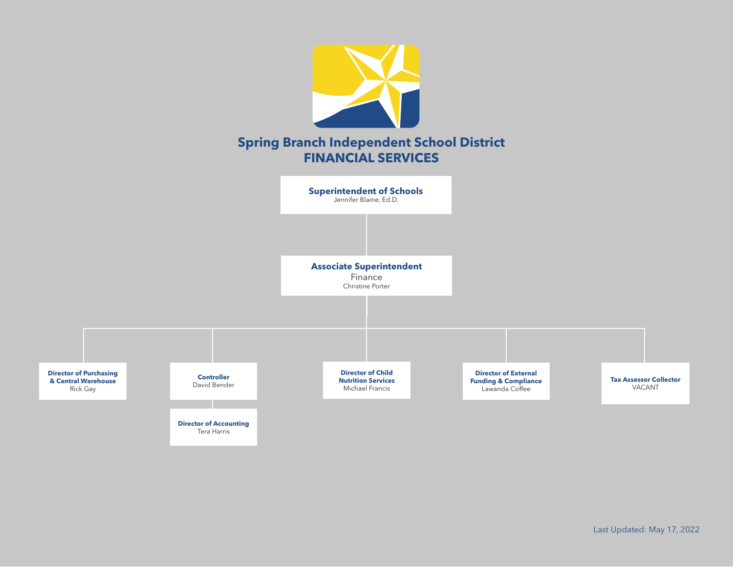# Spring Branch Independent School District
## FINANCIAL SERVICES

**Superintendent of Schools**
Jennifer Blaine, Ed.D.

**Associate Superintendent**
Finance
Christine Porter

- **Director of Purchasing & Central Warehouse**
  Rick Gay
- **Controller**
  David Bender
  - **Director of Accounting**
    Tera Harris
- **Director of Child Nutrition Services**
  Michael Francis
- **Director of External Funding & Compliance**
  Lawanda Coffee
- **Tax Assessor Collector**
  VACANT

Last Updated: May 17, 2022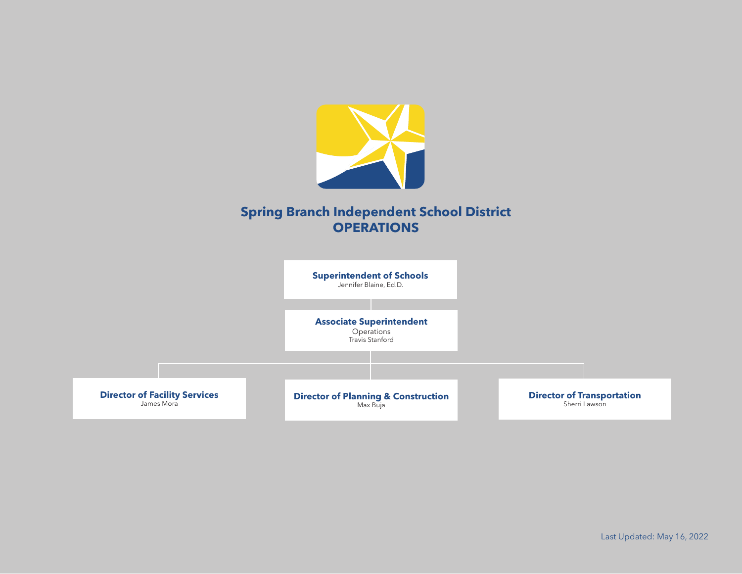# Spring Branch Independent School District
## OPERATIONS

**Superintendent of Schools**
Jennifer Blaine, Ed.D.

**Associate Superintendent**
Operations
Travis Stanford

- **Director of Facility Services**
  James Mora
- **Director of Planning & Construction**
  Max Buja
- **Director of Transportation**
  Sherri Lawson

Last Updated: May 16, 2022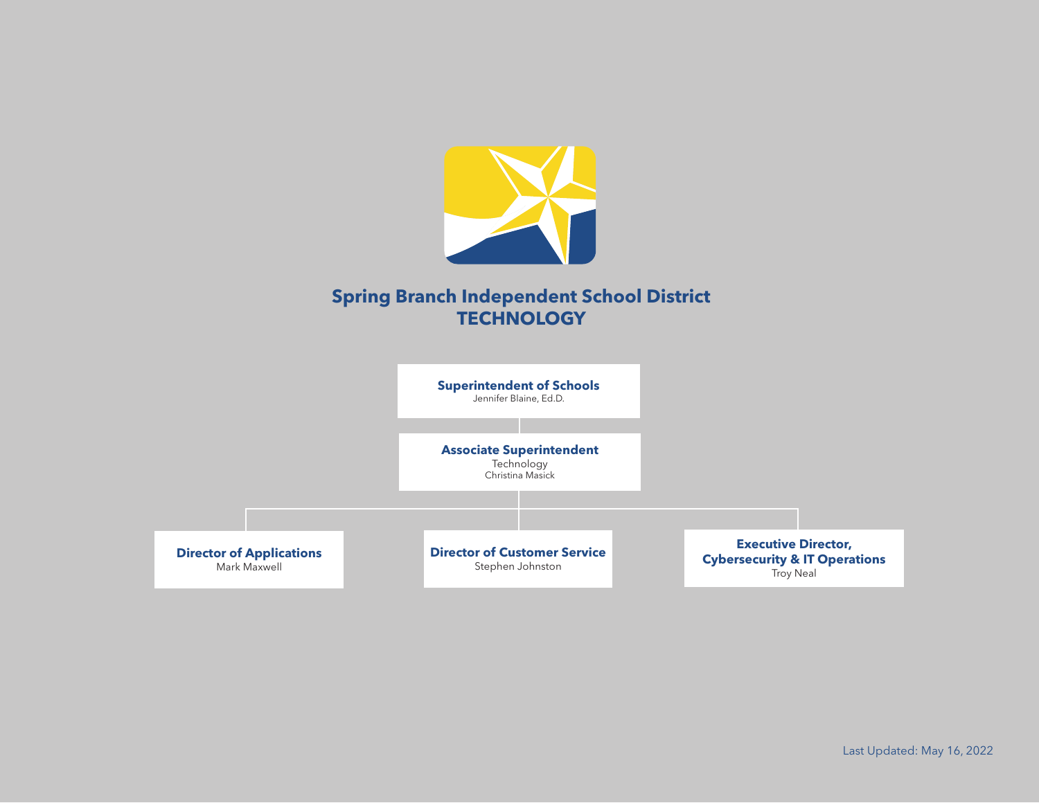# Spring Branch Independent School District
## TECHNOLOGY

**Superintendent of Schools**
Jennifer Blaine, Ed.D.

**Associate Superintendent**
Technology
Christina Masick

**Director of Applications**
Mark Maxwell

**Director of Customer Service**
Stephen Johnston

**Executive Director, Cybersecurity & IT Operations**
Troy Neal

Last Updated: May 16, 2022